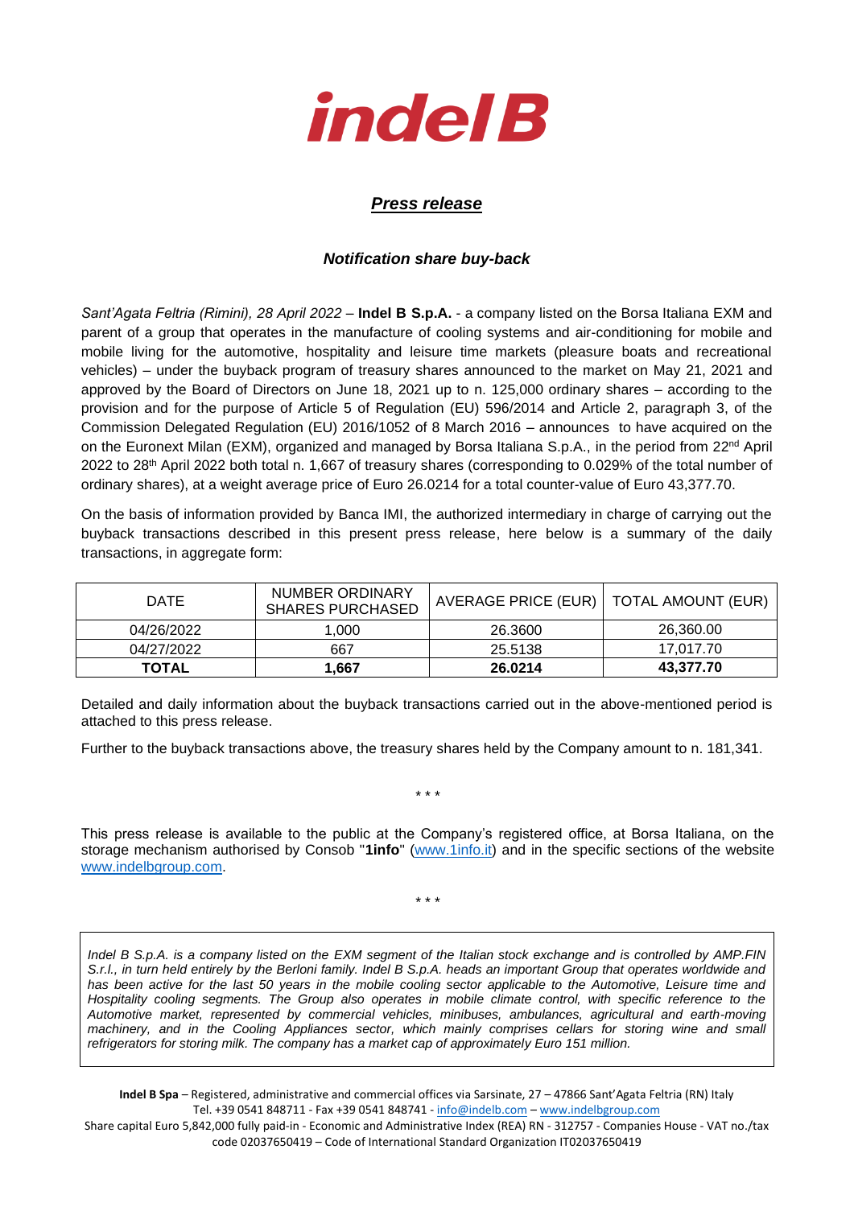# indel B

## *Press release*

### *Notification share buy-back*

*Sant'Agata Feltria (Rimini), 28 April 2022* – **Indel B S.p.A.** - a company listed on the Borsa Italiana EXM and parent of a group that operates in the manufacture of cooling systems and air-conditioning for mobile and mobile living for the automotive, hospitality and leisure time markets (pleasure boats and recreational vehicles) – under the buyback program of treasury shares announced to the market on May 21, 2021 and approved by the Board of Directors on June 18, 2021 up to n. 125,000 ordinary shares – according to the provision and for the purpose of Article 5 of Regulation (EU) 596/2014 and Article 2, paragraph 3, of the Commission Delegated Regulation (EU) 2016/1052 of 8 March 2016 – announces to have acquired on the on the Euronext Milan (EXM), organized and managed by Borsa Italiana S.p.A., in the period from 22nd April 2022 to 28th April 2022 both total n. 1,667 of treasury shares (corresponding to 0.029% of the total number of ordinary shares), at a weight average price of Euro 26.0214 for a total counter-value of Euro 43,377.70.

On the basis of information provided by Banca IMI, the authorized intermediary in charge of carrying out the buyback transactions described in this present press release, here below is a summary of the daily transactions, in aggregate form:

| DATE | NUMBER ORDINARY SHARES PURCHASED | AVERAGE PRICE (EUR) | TOTAL AMOUNT (EUR) |
|---|---|---|---|
| 04/26/2022 | 1,000 | 26.3600 | 26,360.00 |
| 04/27/2022 | 667 | 25.5138 | 17,017.70 |
| **TOTAL** | **1,667** | **26.0214** | **43,377.70** |

Detailed and daily information about the buyback transactions carried out in the above-mentioned period is attached to this press release.

Further to the buyback transactions above, the treasury shares held by the Company amount to n. 181,341.

\* \* \*

This press release is available to the public at the Company's registered office, at Borsa Italiana, on the storage mechanism authorised by Consob "**1info**" (www.1info.it) and in the specific sections of the website www.indelbgroup.com.

\* \* \*

*Indel B S.p.A. is a company listed on the EXM segment of the Italian stock exchange and is controlled by AMP.FIN S.r.l., in turn held entirely by the Berloni family. Indel B S.p.A. heads an important Group that operates worldwide and has been active for the last 50 years in the mobile cooling sector applicable to the Automotive, Leisure time and Hospitality cooling segments. The Group also operates in mobile climate control, with specific reference to the Automotive market, represented by commercial vehicles, minibuses, ambulances, agricultural and earth-moving machinery, and in the Cooling Appliances sector, which mainly comprises cellars for storing wine and small refrigerators for storing milk. The company has a market cap of approximately Euro 151 million.*

**Indel B Spa** – Registered, administrative and commercial offices via Sarsinate, 27 – 47866 Sant'Agata Feltria (RN) Italy
Tel. +39 0541 848711 - Fax +39 0541 848741 - info@indelb.com – www.indelbgroup.com
Share capital Euro 5,842,000 fully paid-in - Economic and Administrative Index (REA) RN - 312757 - Companies House - VAT no./tax code 02037650419 – Code of International Standard Organization IT02037650419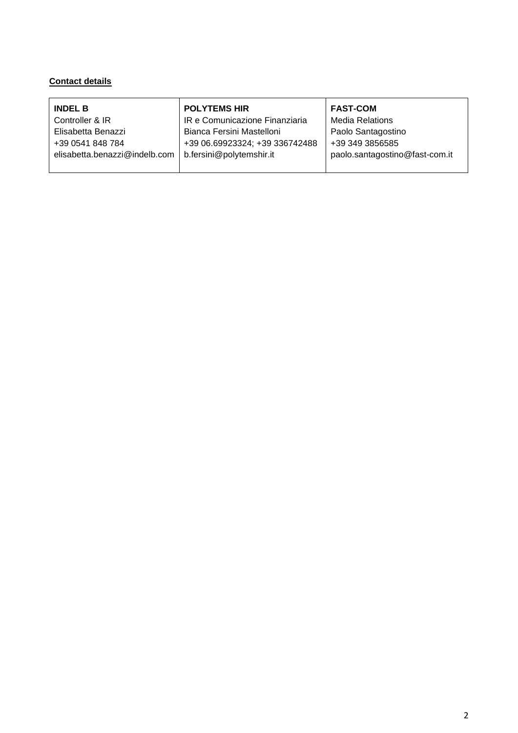**Contact details**

| INDEL B | POLYTEMS HIR | FAST-COM |
|---|---|---|
| Controller & IR | IR e Comunicazione Finanziaria | Media Relations |
| Elisabetta Benazzi | Bianca Fersini Mastelloni | Paolo Santagostino |
| +39 0541 848 784 | +39 06.69923324; +39 336742488 | +39 349 3856585 |
| elisabetta.benazzi@indelb.com | b.fersini@polytemshir.it | paolo.santagostino@fast-com.it |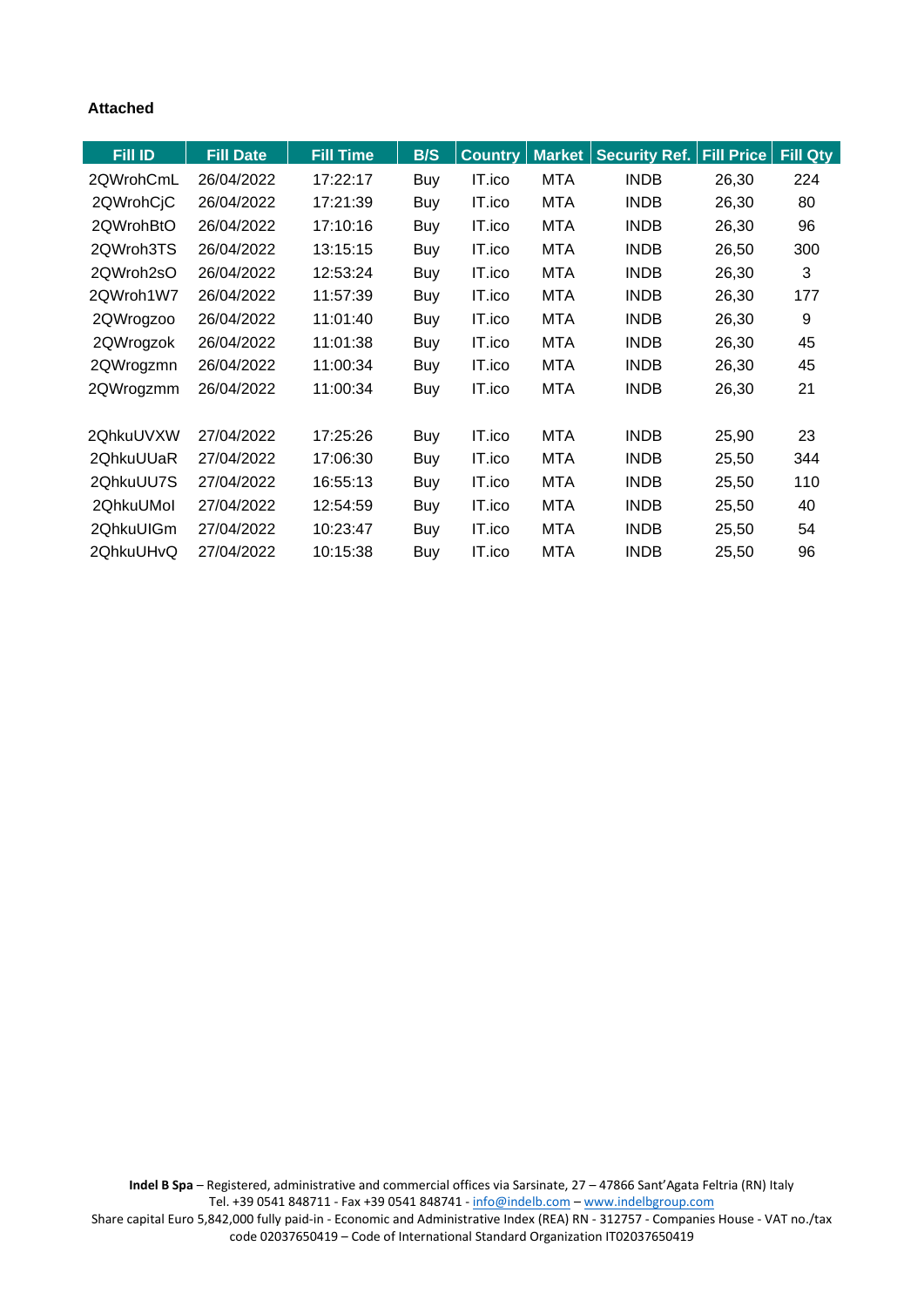**Attached**

| Fill ID | Fill Date | Fill Time | B/S | Country | Market | Security Ref. | Fill Price | Fill Qty |
|---|---|---|---|---|---|---|---|---|
| 2QWrohCmL | 26/04/2022 | 17:22:17 | Buy | IT.ico | MTA | INDB | 26,30 | 224 |
| 2QWrohCjC | 26/04/2022 | 17:21:39 | Buy | IT.ico | MTA | INDB | 26,30 | 80 |
| 2QWrohBtO | 26/04/2022 | 17:10:16 | Buy | IT.ico | MTA | INDB | 26,30 | 96 |
| 2QWroh3TS | 26/04/2022 | 13:15:15 | Buy | IT.ico | MTA | INDB | 26,50 | 300 |
| 2QWroh2sO | 26/04/2022 | 12:53:24 | Buy | IT.ico | MTA | INDB | 26,30 | 3 |
| 2QWroh1W7 | 26/04/2022 | 11:57:39 | Buy | IT.ico | MTA | INDB | 26,30 | 177 |
| 2QWrogzoo | 26/04/2022 | 11:01:40 | Buy | IT.ico | MTA | INDB | 26,30 | 9 |
| 2QWrogzok | 26/04/2022 | 11:01:38 | Buy | IT.ico | MTA | INDB | 26,30 | 45 |
| 2QWrogzmn | 26/04/2022 | 11:00:34 | Buy | IT.ico | MTA | INDB | 26,30 | 45 |
| 2QWrogzmm | 26/04/2022 | 11:00:34 | Buy | IT.ico | MTA | INDB | 26,30 | 21 |
| | | | | | | | | |
| 2QhkuUVXW | 27/04/2022 | 17:25:26 | Buy | IT.ico | MTA | INDB | 25,90 | 23 |
| 2QhkuUUaR | 27/04/2022 | 17:06:30 | Buy | IT.ico | MTA | INDB | 25,50 | 344 |
| 2QhkuUU7S | 27/04/2022 | 16:55:13 | Buy | IT.ico | MTA | INDB | 25,50 | 110 |
| 2QhkuUMoI | 27/04/2022 | 12:54:59 | Buy | IT.ico | MTA | INDB | 25,50 | 40 |
| 2QhkuUIGm | 27/04/2022 | 10:23:47 | Buy | IT.ico | MTA | INDB | 25,50 | 54 |
| 2QhkuUHvQ | 27/04/2022 | 10:15:38 | Buy | IT.ico | MTA | INDB | 25,50 | 96 |

**Indel B Spa** – Registered, administrative and commercial offices via Sarsinate, 27 – 47866 Sant'Agata Feltria (RN) Italy
Tel. +39 0541 848711 - Fax +39 0541 848741 - info@indelb.com – www.indelbgroup.com
Share capital Euro 5,842,000 fully paid-in - Economic and Administrative Index (REA) RN - 312757 - Companies House - VAT no./tax code 02037650419 – Code of International Standard Organization IT02037650419